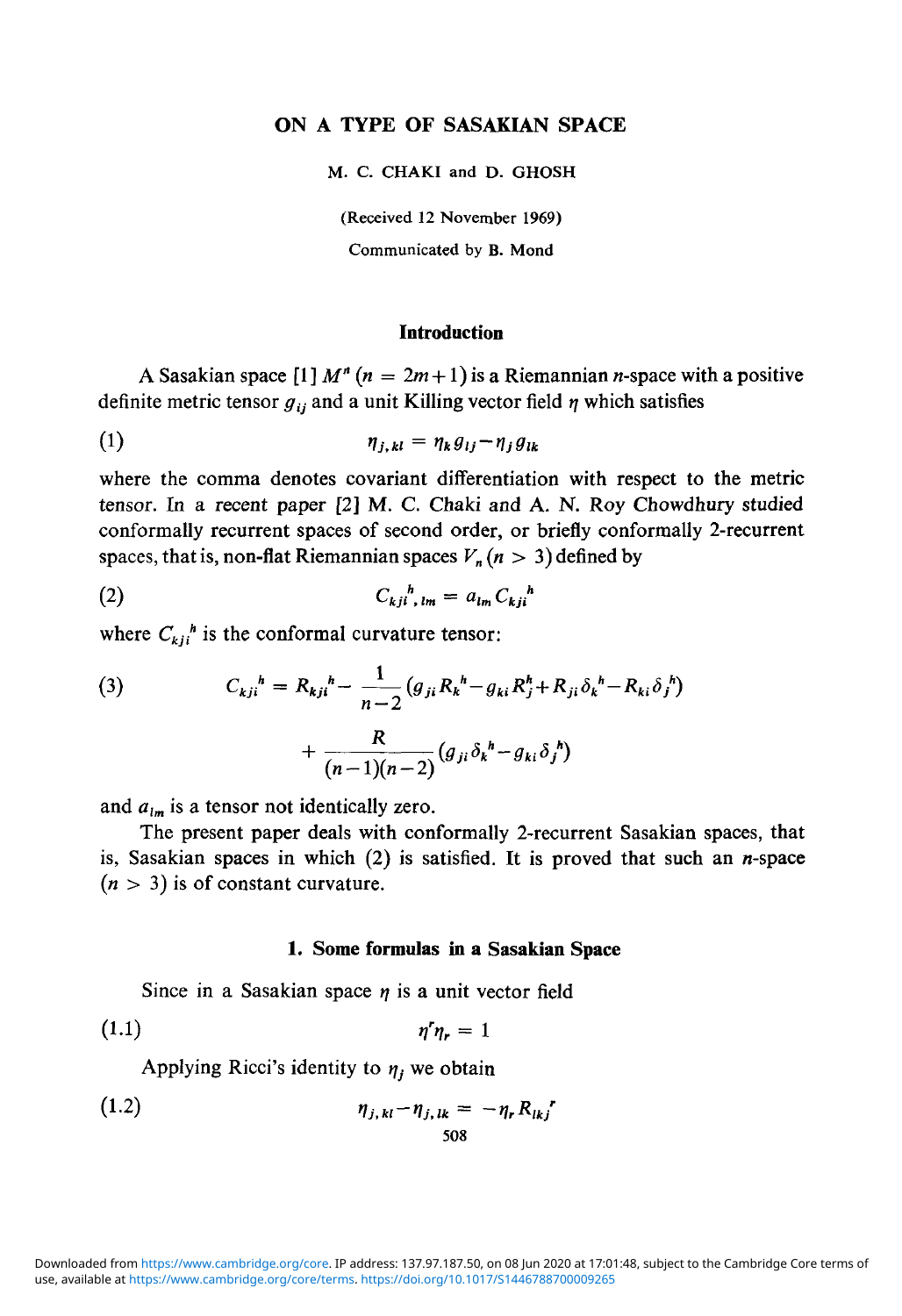# ON A TYPE OF SASAKIAN SPACE

M. C. CHAKI and D. GHOSH

(Received 12 November 1969)

Communicated by B. Mond

## Introduction

A Sasakian space [1] $M^n$ $(n = 2m+1)$ is a Riemannian $n$-space with a positive definite metric tensor $g_{ij}$ and a unit Killing vector field $\eta$ which satisfies

$$\eta_{j,kl} = \eta_k g_{lj} - \eta_j g_{lk} \tag{1}$$

where the comma denotes covariant differentiation with respect to the metric tensor. In a recent paper [2] M. C. Chaki and A. N. Roy Chowdhury studied conformally recurrent spaces of second order, or briefly conformally 2-recurrent spaces, that is, non-flat Riemannian spaces $V_n$ $(n > 3)$ defined by

$$C_{kji}{}^{h}{}_{,lm} = a_{lm} C_{kji}{}^{h} \tag{2}$$

where $C_{kji}{}^{h}$ is the conformal curvature tensor:

$$\begin{aligned} C_{kji}{}^{h} = R_{kji}{}^{h} &- \frac{1}{n-2}\left(g_{ji} R_k{}^{h} - g_{ki} R_j^{h} + R_{ji}\delta_k{}^{h} - R_{ki}\delta_j{}^{h}\right) \\ &+ \frac{R}{(n-1)(n-2)}\left(g_{ji}\delta_k{}^{h} - g_{ki}\delta_j{}^{h}\right) \end{aligned} \tag{3}$$

and $a_{lm}$ is a tensor not identically zero.

The present paper deals with conformally 2-recurrent Sasakian spaces, that is, Sasakian spaces in which (2) is satisfied. It is proved that such an $n$-space $(n > 3)$ is of constant curvature.

## 1. Some formulas in a Sasakian Space

Since in a Sasakian space $\eta$ is a unit vector field

$$\eta^r \eta_r = 1 \tag{1.1}$$

Applying Ricci's identity to $\eta_j$ we obtain

$$\eta_{j,kl} - \eta_{j,lk} = -\eta_r R_{lkj}{}^{r} \tag{1.2}$$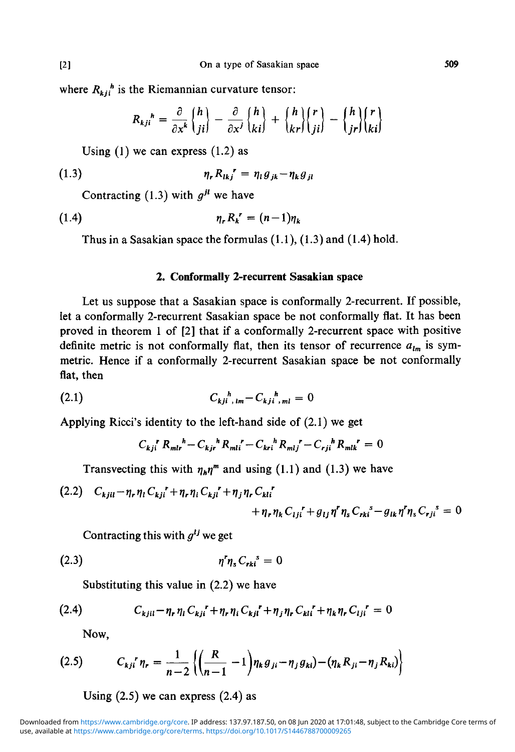where $R_{kji}{}^h$ is the Riemannian curvature tensor:

$$R_{kji}{}^h = \frac{\partial}{\partial x^k}\left\{ {h \atop ji} \right\} - \frac{\partial}{\partial x^j}\left\{ {h \atop ki} \right\} + \left\{ {h \atop kr} \right\}\left\{ {r \atop ji} \right\} - \left\{ {h \atop jr} \right\}\left\{ {r \atop ki} \right\}$$

Using (1) we can express (1.2) as

$$\eta_r R_{lkj}{}^r = \eta_l g_{jk} - \eta_k g_{jl} \tag{1.3}$$

Contracting (1.3) with $g^{jl}$ we have

$$\eta_r R_k{}^r = (n-1)\eta_k \tag{1.4}$$

Thus in a Sasakian space the formulas (1.1), (1.3) and (1.4) hold.

## 2. Conformally 2-recurrent Sasakian space

Let us suppose that a Sasakian space is conformally 2-recurrent. If possible, let a conformally 2-recurrent Sasakian space be not conformally flat. It has been proved in theorem 1 of [2] that if a conformally 2-recurrent space with positive definite metric is not conformally flat, then its tensor of recurrence $a_{lm}$ is symmetric. Hence if a conformally 2-recurrent Sasakian space be not conformally flat, then

$$C_{kji}{}^h{}_{,lm} - C_{kji}{}^h{}_{,ml} = 0 \tag{2.1}$$

Applying Ricci's identity to the left-hand side of (2.1) we get

$$C_{kji}{}^r R_{mlr}{}^h - C_{kjr}{}^h R_{mli}{}^r - C_{kri}{}^h R_{mlj}{}^r - C_{rji}{}^h R_{mlk}{}^r = 0$$

Transvecting this with $\eta_h \eta^m$ and using (1.1) and (1.3) we have

$$\begin{aligned} C_{kjil} - \eta_r \eta_l C_{kji}{}^r + \eta_r \eta_i C_{kjl}{}^r + \eta_j \eta_r C_{kli}{}^r \\ + \eta_r \eta_k C_{lji}{}^r + g_{lj} \eta^r \eta_s C_{rki}{}^s - g_{lk} \eta^r \eta_s C_{rji}{}^s = 0 \end{aligned} \tag{2.2}$$

Contracting this with $g^{lj}$ we get

$$\eta^r \eta_s C_{rki}{}^s = 0 \tag{2.3}$$

Substituting this value in (2.2) we have

$$C_{kjil} - \eta_r \eta_l C_{kji}{}^r + \eta_r \eta_i C_{kjl}{}^r + \eta_j \eta_r C_{kli}{}^r + \eta_k \eta_r C_{lji}{}^r = 0 \tag{2.4}$$

Now,

$$C_{kji}{}^r \eta_r = \frac{1}{n-2}\left\{ \left( \frac{R}{n-1} - 1 \right) \eta_k g_{ji} - \eta_j g_{ki} \right) - (\eta_k R_{ji} - \eta_j R_{ki}) \right\} \tag{2.5}$$

Using (2.5) we can express (2.4) as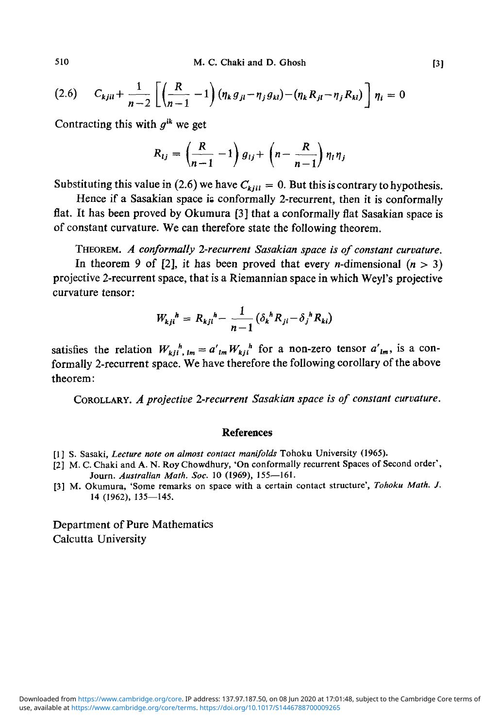$$(2.6) \quad C_{kjil} + \frac{1}{n-2}\left[\left(\frac{R}{n-1}-1\right)(\eta_k g_{jl} - \eta_j g_{kl}) - (\eta_k R_{jl} - \eta_j R_{kl})\right]\eta_i = 0$$

Contracting this with $g^{ik}$ we get

$$R_{lj} = \left(\frac{R}{n-1}-1\right) g_{lj} + \left(n - \frac{R}{n-1}\right)\eta_l \eta_j$$

Substituting this value in (2.6) we have $C_{kjil} = 0$. But this is contrary to hypothesis.

Hence if a Sasakian space is conformally 2-recurrent, then it is conformally flat. It has been proved by Okumura [3] that a conformally flat Sasakian space is of constant curvature. We can therefore state the following theorem.

THEOREM. *A conformally 2-recurrent Sasakian space is of constant curvature.*

In theorem 9 of [2], it has been proved that every $n$-dimensional $(n > 3)$ projective 2-recurrent space, that is a Riemannian space in which Weyl's projective curvature tensor:

$$W_{kji}{}^h = R_{kji}{}^h - \frac{1}{n-1}(\delta_k{}^h R_{ji} - \delta_j{}^h R_{ki})$$

satisfies the relation $W_{kji}{}^h{}_{,lm} = a'_{lm} W_{kji}{}^h$ for a non-zero tensor $a'_{lm}$, is a conformally 2-recurrent space. We have therefore the following corollary of the above theorem:

COROLLARY. *A projective 2-recurrent Sasakian space is of constant curvature.*

## References

[1] S. Sasaki, *Lecture note on almost contact manifolds* Tohoku University (1965).

[2] M. C. Chaki and A. N. Roy Chowdhury, 'On conformally recurrent Spaces of Second order', Journ. *Australian Math. Soc.* 10 (1969), 155—161.

[3] M. Okumura, 'Some remarks on space with a certain contact structure', *Tohoku Math. J.* 14 (1962), 135—145.

Department of Pure Mathematics
Calcutta University